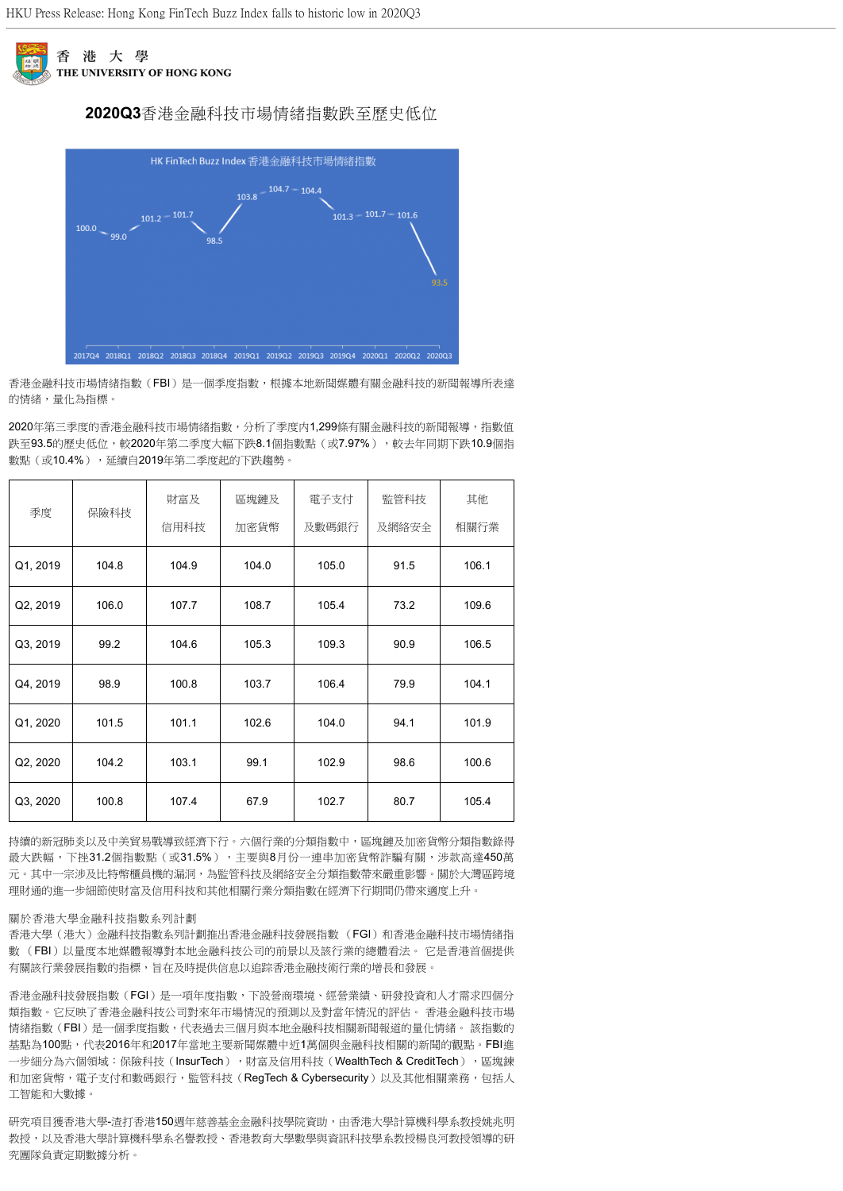香 港 大 學
THE UNIVERSITY OF HONG KONG

# 2020Q3香港金融科技市場情緒指數跌至歷史低位

香港金融科技市場情緒指數（FBI）是一個季度指數，根據本地新聞媒體有關金融科技的新聞報導所表達的情緒，量化為指標。

2020年第三季度的香港金融科技市場情緒指數，分析了季度内1,299條有關金融科技的新聞報導，指數值跌至93.5的歷史低位，較2020年第二季度大幅下跌8.1個指數點（或7.97%），較去年同期下跌10.9個指數點（或10.4%），延續自2019年第二季度起的下跌趨勢。

| 季度 | 保險科技 | 財富及信用科技 | 區塊鏈及加密貨幣 | 電子支付及數碼銀行 | 監管科技及網絡安全 | 其他相關行業 |
|---|---|---|---|---|---|---|
| Q1, 2019 | 104.8 | 104.9 | 104.0 | 105.0 | 91.5 | 106.1 |
| Q2, 2019 | 106.0 | 107.7 | 108.7 | 105.4 | 73.2 | 109.6 |
| Q3, 2019 | 99.2 | 104.6 | 105.3 | 109.3 | 90.9 | 106.5 |
| Q4, 2019 | 98.9 | 100.8 | 103.7 | 106.4 | 79.9 | 104.1 |
| Q1, 2020 | 101.5 | 101.1 | 102.6 | 104.0 | 94.1 | 101.9 |
| Q2, 2020 | 104.2 | 103.1 | 99.1 | 102.9 | 98.6 | 100.6 |
| Q3, 2020 | 100.8 | 107.4 | 67.9 | 102.7 | 80.7 | 105.4 |

持續的新冠肺炎以及中美貿易戰導致經濟下行。六個行業的分類指數中，區塊鏈及加密貨幣分類指數錄得最大跌幅，下挫31.2個指數點（或31.5%），主要與8月份一連串加密貨幣詐騙有關，涉款高達450萬元。其中一宗涉及比特幣櫃員機的漏洞，為監管科技及網絡安全分類指數帶來嚴重影響。關於大灣區跨境理財通的進一步細節使財富及信用科技和其他相關行業分類指數在經濟下行期間仍帶來適度上升。

關於香港大學金融科技指數系列計劃
香港大學（港大）金融科技指數系列計劃推出香港金融科技發展指數（FGI）和香港金融科技市場情緒指數（FBI）以量度本地媒體報導對本地金融科技公司的前景以及該行業的總體看法。 它是香港首個提供有關該行業發展指數的指標，旨在及時提供信息以追踪香港金融技術行業的增長和發展。

香港金融科技發展指數（FGI）是一項年度指數，下設營商環境、經營業績、研發投資和人才需求四個分類指數。它反映了香港金融科技公司對來年市場情況的預測以及對當年情況的評估。 香港金融科技市場情緒指數（FBI）是一個季度指數，代表過去三個月與本地金融科技相關新聞報道的量化情緒。 該指數的基點為100點，代表2016年和2017年當地主要新聞媒體中近1萬個與金融科技相關的新聞的觀點。FBI進一步細分為六個領域：保險科技（InsurTech），財富及信用科技（WealthTech & CreditTech），區塊鏈和加密貨幣，電子支付和數碼銀行，監管科技（RegTech & Cybersecurity）以及其他相關業務，包括人工智能和大數據。

研究項目獲香港大學-渣打香港150週年慈善基金金融科技學院資助，由香港大學計算機科學系教授姚兆明教授，以及香港大學計算機科學系名譽教授、香港教育大學數學與資訊科技學系教授楊良河教授領導的研究團隊負責定期數據分析。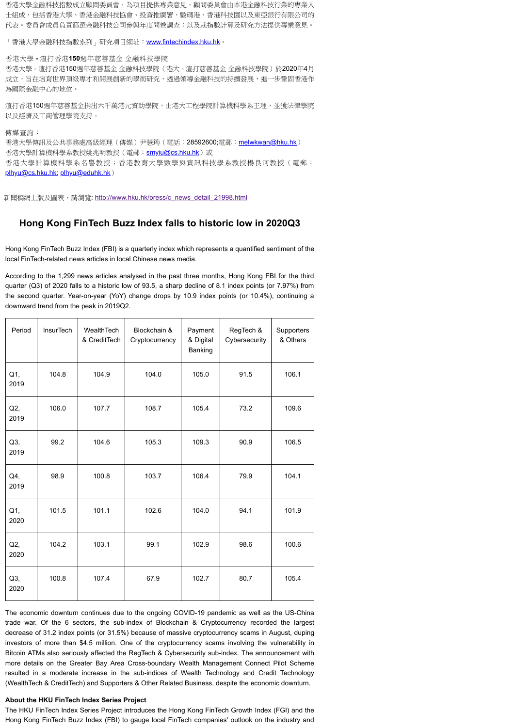香港大學金融科技指數成立顧問委員會，為項目提供專業意見。顧問委員會由本港金融科技行業的專業人士組成，包括香港大學、香港金融科技協會、投資推廣署、數碼港、香港科技園以及東亞銀行有限公司的代表。委員會成員負責篩選金融科技公司參與年度問卷調查；以及就指數計算及研究方法提供專業意見。

「香港大學金融科技指數系列」研究項目網址：www.fintechindex.hku.hk。

香港大學 - 渣打香港**150**週年慈善基金 金融科技學院
香港大學 - 渣打香港150週年慈善基金 金融科技學院（港大 - 渣打慈善基金 金融科技學院）於2020年4月成立，旨在培育世界頂級專才和開展創新的學術研究，透過領導金融科技的持續發展，進一步鞏固香港作為國際金融中心的地位。

渣打香港150週年慈善基金捐出六千萬港元資助學院，由港大工程學院計算機科學系主理，並獲法律學院以及經濟及工商管理學院支持。

傳媒查詢：
香港大學傳訊及公共事務處高級經理（傳媒）尹慧筠（電話：28592600;電郵：melwkwan@hku.hk）
香港大學計算機科學系教授姚兆明教授（電郵：smyiu@cs.hku.hk）或
香港大學計算機科學系名譽教授；香港教育大學數學與資訊科技學系教授楊良河教授（電郵：plhyu@cs.hku.hk; plhyu@eduhk.hk）

新聞稿網上版及圖表，請瀏覽: http://www.hku.hk/press/c_news_detail_21998.html

## Hong Kong FinTech Buzz Index falls to historic low in 2020Q3

Hong Kong FinTech Buzz Index (FBI) is a quarterly index which represents a quantified sentiment of the local FinTech-related news articles in local Chinese news media.

According to the 1,299 news articles analysed in the past three months, Hong Kong FBI for the third quarter (Q3) of 2020 falls to a historic low of 93.5, a sharp decline of 8.1 index points (or 7.97%) from the second quarter. Year-on-year (YoY) change drops by 10.9 index points (or 10.4%), continuing a downward trend from the peak in 2019Q2.

| Period | InsurTech | WealthTech & CreditTech | Blockchain & Cryptocurrency | Payment & Digital Banking | RegTech & Cybersecurity | Supporters & Others |
|---|---|---|---|---|---|---|
| Q1, 2019 | 104.8 | 104.9 | 104.0 | 105.0 | 91.5 | 106.1 |
| Q2, 2019 | 106.0 | 107.7 | 108.7 | 105.4 | 73.2 | 109.6 |
| Q3, 2019 | 99.2 | 104.6 | 105.3 | 109.3 | 90.9 | 106.5 |
| Q4, 2019 | 98.9 | 100.8 | 103.7 | 106.4 | 79.9 | 104.1 |
| Q1, 2020 | 101.5 | 101.1 | 102.6 | 104.0 | 94.1 | 101.9 |
| Q2, 2020 | 104.2 | 103.1 | 99.1 | 102.9 | 98.6 | 100.6 |
| Q3, 2020 | 100.8 | 107.4 | 67.9 | 102.7 | 80.7 | 105.4 |

The economic downturn continues due to the ongoing COVID-19 pandemic as well as the US-China trade war. Of the 6 sectors, the sub-index of Blockchain & Cryptocurrency recorded the largest decrease of 31.2 index points (or 31.5%) because of massive cryptocurrency scams in August, duping investors of more than $4.5 million. One of the cryptocurrency scams involving the vulnerability in Bitcoin ATMs also seriously affected the RegTech & Cybersecurity sub-index. The announcement with more details on the Greater Bay Area Cross-boundary Wealth Management Connect Pilot Scheme resulted in a moderate increase in the sub-indices of Wealth Technology and Credit Technology (WealthTech & CreditTech) and Supporters & Other Related Business, despite the economic downturn.

**About the HKU FinTech Index Series Project**
The HKU FinTech Index Series Project introduces the Hong Kong FinTech Growth Index (FGI) and the Hong Kong FinTech Buzz Index (FBI) to gauge local FinTech companies' outlook on the industry and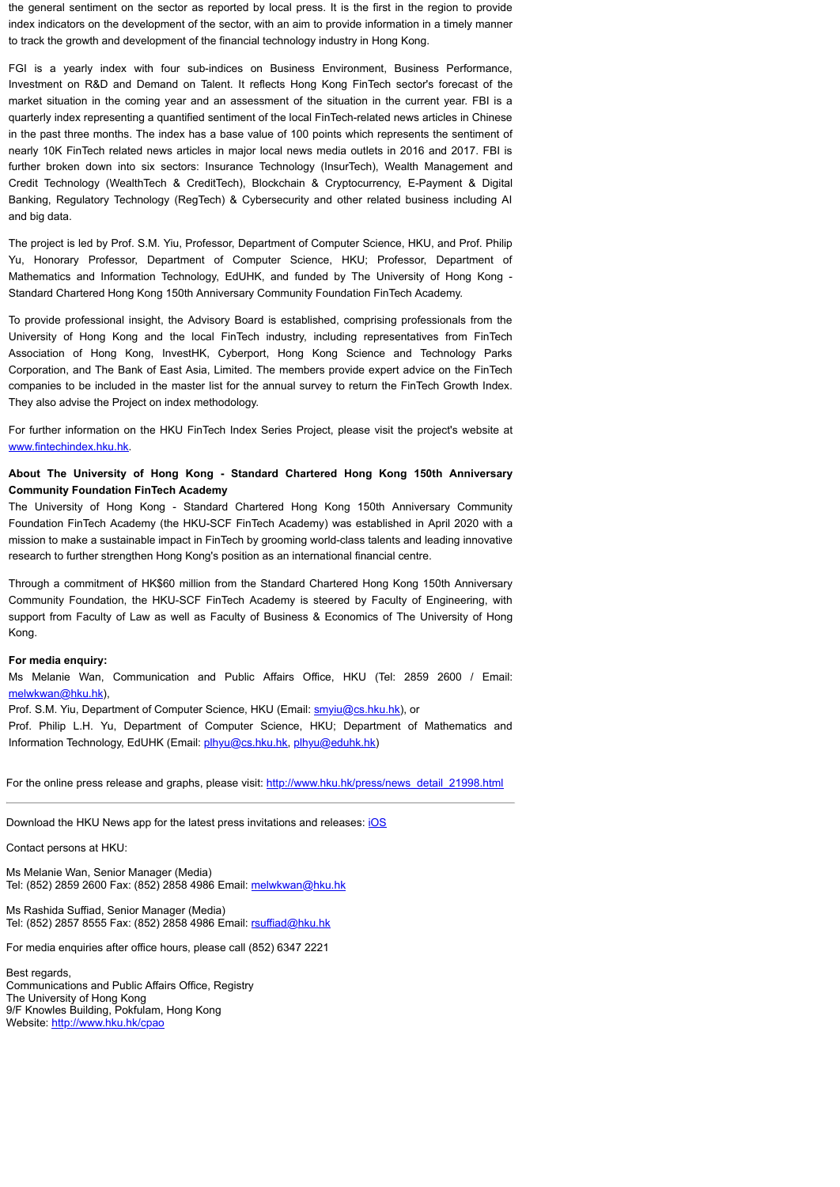the general sentiment on the sector as reported by local press. It is the first in the region to provide index indicators on the development of the sector, with an aim to provide information in a timely manner to track the growth and development of the financial technology industry in Hong Kong.

FGI is a yearly index with four sub-indices on Business Environment, Business Performance, Investment on R&D and Demand on Talent. It reflects Hong Kong FinTech sector's forecast of the market situation in the coming year and an assessment of the situation in the current year. FBI is a quarterly index representing a quantified sentiment of the local FinTech-related news articles in Chinese in the past three months. The index has a base value of 100 points which represents the sentiment of nearly 10K FinTech related news articles in major local news media outlets in 2016 and 2017. FBI is further broken down into six sectors: Insurance Technology (InsurTech), Wealth Management and Credit Technology (WealthTech & CreditTech), Blockchain & Cryptocurrency, E-Payment & Digital Banking, Regulatory Technology (RegTech) & Cybersecurity and other related business including AI and big data.

The project is led by Prof. S.M. Yiu, Professor, Department of Computer Science, HKU, and Prof. Philip Yu, Honorary Professor, Department of Computer Science, HKU; Professor, Department of Mathematics and Information Technology, EdUHK, and funded by The University of Hong Kong - Standard Chartered Hong Kong 150th Anniversary Community Foundation FinTech Academy.

To provide professional insight, the Advisory Board is established, comprising professionals from the University of Hong Kong and the local FinTech industry, including representatives from FinTech Association of Hong Kong, InvestHK, Cyberport, Hong Kong Science and Technology Parks Corporation, and The Bank of East Asia, Limited. The members provide expert advice on the FinTech companies to be included in the master list for the annual survey to return the FinTech Growth Index. They also advise the Project on index methodology.

For further information on the HKU FinTech Index Series Project, please visit the project's website at www.fintechindex.hku.hk.

**About The University of Hong Kong - Standard Chartered Hong Kong 150th Anniversary Community Foundation FinTech Academy**

The University of Hong Kong - Standard Chartered Hong Kong 150th Anniversary Community Foundation FinTech Academy (the HKU-SCF FinTech Academy) was established in April 2020 with a mission to make a sustainable impact in FinTech by grooming world-class talents and leading innovative research to further strengthen Hong Kong's position as an international financial centre.

Through a commitment of HK$60 million from the Standard Chartered Hong Kong 150th Anniversary Community Foundation, the HKU-SCF FinTech Academy is steered by Faculty of Engineering, with support from Faculty of Law as well as Faculty of Business & Economics of The University of Hong Kong.

**For media enquiry:**

Ms Melanie Wan, Communication and Public Affairs Office, HKU (Tel: 2859 2600 / Email: melwkwan@hku.hk),

Prof. S.M. Yiu, Department of Computer Science, HKU (Email: smyiu@cs.hku.hk), or

Prof. Philip L.H. Yu, Department of Computer Science, HKU; Department of Mathematics and Information Technology, EdUHK (Email: plhyu@cs.hku.hk, plhyu@eduhk.hk)

For the online press release and graphs, please visit: http://www.hku.hk/press/news_detail_21998.html

---

Download the HKU News app for the latest press invitations and releases: iOS

Contact persons at HKU:

Ms Melanie Wan, Senior Manager (Media)
Tel: (852) 2859 2600 Fax: (852) 2858 4986 Email: melwkwan@hku.hk

Ms Rashida Suffiad, Senior Manager (Media)
Tel: (852) 2857 8555 Fax: (852) 2858 4986 Email: rsuffiad@hku.hk

For media enquiries after office hours, please call (852) 6347 2221

Best regards,
Communications and Public Affairs Office, Registry
The University of Hong Kong
9/F Knowles Building, Pokfulam, Hong Kong
Website: http://www.hku.hk/cpao